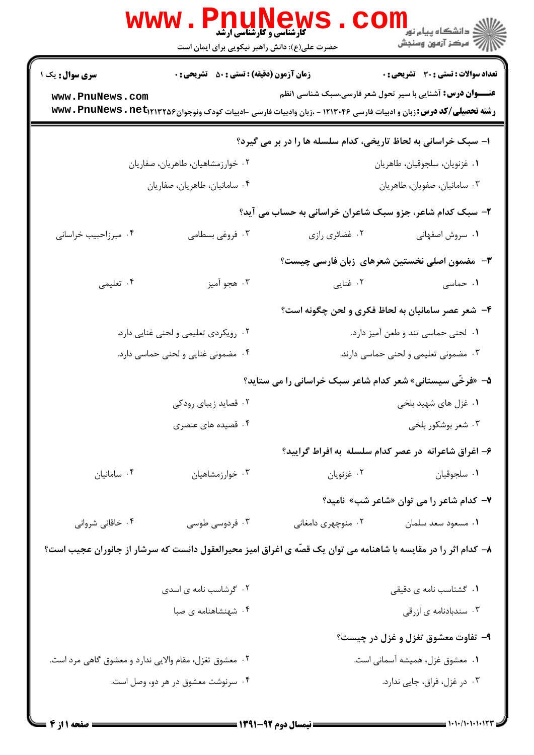**سری سوال:** یک ۱

**زمان آزمون (دقیقه) : تستی : ۵۰ تشریحی : ۰**

**تعداد سوالات : تستی : ۳۰ تشریحی : ۰**

**عنـــوان درس:** آشنایی با سیر تحول شعر فارسی،سبک شناسی ۱نظم

**رشته تحصیلی/کد درس:** زبان و ادبیات فارسی ۱۲۱۳۰۴۶ - ،زبان وادبیات فارسی -ادبیات کودک ونوجوان۱۲۱۳۲۵۶

**۱- سبک خراسانی به لحاظ تاریخی، کدام سلسله ها را در بر می گیرد؟**

۱. غزنویان، سلجوقیان، طاهریان

۲. خوارزمشاهیان، طاهریان، صفاریان

۳. سامانیان، صفویان، طاهریان

۴. سامانیان، طاهریان، صفاریان

**۲- سبک کدام شاعر، جزو سبک شاعران خراسانی به حساب می آید؟**

۱. سروش اصفهانی

۲. غضائری رازی

۳. فروغی بسطامی

۴. میرزاحبیب خراسانی

**۳- مضمون اصلی نخستین شعرهای زبان فارسی چیست؟**

۱. حماسی

۲. غنایی

۳. هجو آمیز

۴. تعلیمی

**۴- شعر عصر سامانیان به لحاظ فکری و لحن چگونه است؟**

۱. لحنی حماسی تند و طعن آمیز دارد.

۲. رویکردی تعلیمی و لحنی غنایی دارد.

۳. مضمونی تعلیمی و لحنی حماسی دارند.

۴. مضمونی غنایی و لحنی حماسی دارد.

**۵- «فرخّی سیستانی» شعر کدام شاعر سبک خراسانی را می ستاید؟**

۱. غزل های شهید بلخی

۲. قصاید زیبای رودکی

۳. شعر بوشکور بلخی

۴. قصیده های عنصری

**۶- اغراق شاعرانه در عصر کدام سلسله به افراط گرایید؟**

۱. سلجوقیان

۲. غزنویان

۳. خوارزمشاهیان

۴. سامانیان

**۷- کدام شاعر را می توان «شاعر شب» نامید؟**

۱. مسعود سعد سلمان

۲. منوچهری دامغانی

۳. فردوسی طوسی

۴. خاقانی شروانی

**۸- کدام اثر را در مقایسه با شاهنامه می توان یک قصّه ی اغراق امیز محیرالعقول دانست که سرشار از جانوران عجیب است؟**

۱. گشتاسب نامه ی دقیقی

۲. گرشاسب نامه ی اسدی

۳. سندبادنامه ی ازرقی

۴. شهنشاهنامه ی صبا

**۹- تفاوت معشوق تغزل و غزل در چیست؟**

۱. معشوق غزل، همیشه آسمانی است.

۲. معشوق تغزل، مقام والایی ندارد و معشوق گاهی مرد است.

۳. در غزل، فراق، جایی ندارد.

۴. سرنوشت معشوق در هر دو، وصل است.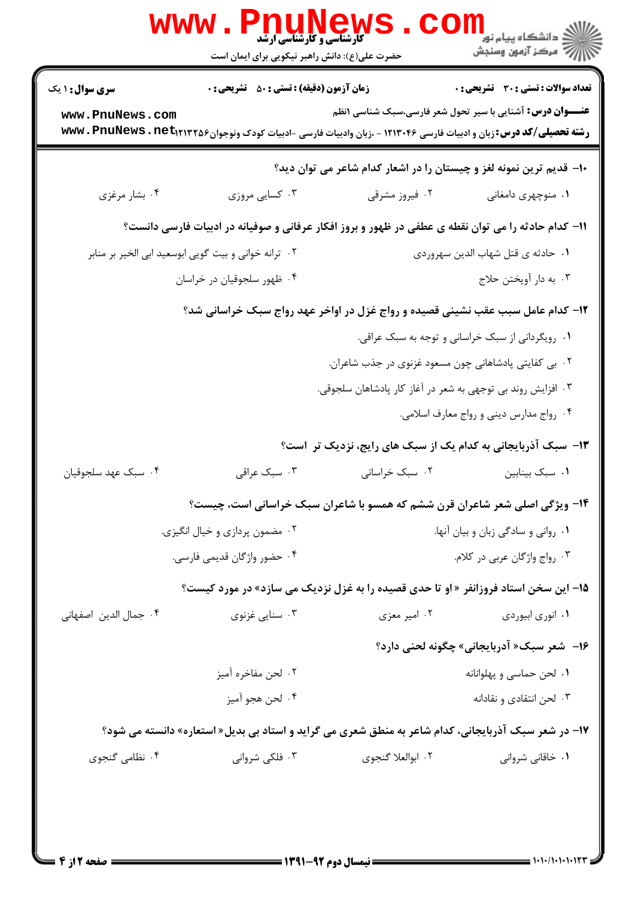**سری سوال:** ۱ یک

**زمان آزمون (دقیقه) : تستی : ۵۰ تشریحی : ۰**

**تعداد سوالات : تستی : ۳۰ تشریحی : ۰**

**عنـــوان درس:** آشنایی با سیر تحول شعر فارسی،سبک شناسی ۱نظم

**رشته تحصیلی/کد درس:** زبان و ادبیات فارسی ۱۲۱۳۰۴۶ - ،زبان وادبیات فارسی -ادبیات کودک ونوجوان۱۲۱۳۲۵۶

۱۰- قدیم ترین نمونه لغز و چیستان را در اشعار کدام شاعر می توان دید؟

۱. منوچهری دامغانی
۲. فیروز مشرقی
۳. کسایی مروزی
۴. بشار مرغزی

۱۱- کدام حادثه را می توان نقطه ی عطفی در ظهور و بروز افکار عرفانی و صوفیانه در ادبیات فارسی دانست؟

۱. حادثه ی قتل شهاب الدین سهروردی
۲. ترانه خوانی و بیت گویی ابوسعید ابی الخیر بر منابر
۳. به دار آویختن حلاج
۴. ظهور سلجوقیان در خراسان

۱۲- کدام عامل سبب عقب نشینی قصیده و رواج غزل در اواخر عهد رواج سبک خراسانی شد؟

۱. رویگردانی از سبک خراسانی و توجه به سبک عراقی.
۲. بی کفایتی پادشاهانی چون مسعود غزنوی در جذب شاعران.
۳. افزایش روند بی توجهی به شعر در آغاز کار پادشاهان سلجوقی.
۴. رواج مدارس دینی و رواج معارف اسلامی.

۱۳- سبک آذربایجانی به کدام یک از سبک های رایج، نزدیک تر است؟

۱. سبک بینابین
۲. سبک خراسانی
۳. سبک عراقی
۴. سبک عهد سلجوقیان

۱۴- ویژگی اصلی شعر شاعران قرن ششم که همسو با شاعران سبک خراسانی است، چیست؟

۱. روانی و سادگی زبان و بیان آنها.
۲. مضمون پردازی و خیال انگیزی.
۳. رواج واژگان عربی در کلام.
۴. حضور واژگان قدیمی فارسی.

۱۵- این سخن استاد فروزانفر «او تا حدی قصیده را به غزل نزدیک می سازد» در مورد کیست؟

۱. انوری ابیوردی
۲. امیر معزی
۳. سنایی غزنوی
۴. جمال الدین اصفهانی

۱۶- شعر سبک« آذربایجانی» چگونه لحنی دارد؟

۱. لحن حماسی و پهلوانانه
۲. لحن مفاخره آمیز
۳. لحن انتقادی و نقادانه
۴. لحن هجو آمیز

۱۷- در شعر سبک آذربایجانی، کدام شاعر به منطق شعری می گراید و استاد بی بدیل« استعاره» دانسته می شود؟

۱. خاقانی شروانی
۲. ابوالعلا گنجوی
۳. فلکی شروانی
۴. نظامی گنجوی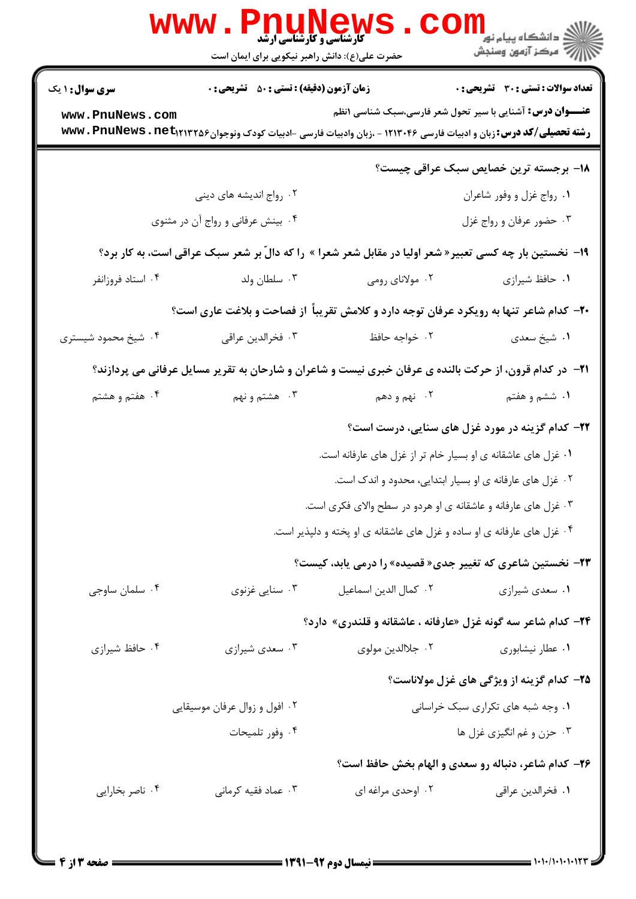**سری سوال:** ۱ یک | **زمان آزمون (دقیقه):** تستی : ۵۰ تشریحی : ۰ | **تعداد سوالات:** تستی : ۳۰ تشریحی : ۰

**عنـــوان درس:** آشنایی با سیر تحول شعر فارسی،سبک شناسی ۱نظم

**رشته تحصیلی/کد درس:** زبان و ادبیات فارسی ۱۲۱۳۰۴۶ - ،زبان وادبیات فارسی -ادبیات کودک ونوجوان۱۲۱۳۲۵۶

**۱۸- برجسته ترین خصایص سبک عراقی چیست؟**

۱. رواج غزل و وفور شاعران

۲. رواج اندیشه های دینی

۳. حضور عرفان و رواج غزل

۴. بینش عرفانی و رواج آن در مثنوی

**۱۹- نخستین بار چه کسی تعبیر« شعر اولیا در مقابل شعر شعرا » را که دالّ بر شعر سبک عراقی است، به کار برد؟**

۱. حافظ شیرازی

۲. مولانای رومی

۳. سلطان ولد

۴. استاد فروزانفر

**۲۰- کدام شاعر تنها به رویکرد عرفان توجه دارد و کلامش تقریباً از فصاحت و بلاغت عاری است؟**

۱. شیخ سعدی

۲. خواجه حافظ

۳. فخرالدین عراقی

۴. شیخ محمود شبستری

**۲۱- در کدام قرون، از حرکت بالنده ی عرفان خبری نیست و شاعران و شارحان به تقریر مسایل عرفانی می پردازند؟**

۱. ششم و هفتم

۲. نهم و دهم

۳. هشتم و نهم

۴. هفتم و هشتم

**۲۲- کدام گزینه در مورد غزل های سنایی، درست است؟**

۱. غزل های عاشقانه ی او بسیار خام تر از غزل های عارفانه است.

۲. غزل های عارفانه ی او بسیار ابتدایی، محدود و اندک است.

۳. غزل های عارفانه و عاشقانه ی او هردو در سطح والای فکری است.

۴. غزل های عارفانه ی او ساده و غزل های عاشقانه ی او پخته و دلپذیر است.

**۲۳- نخستین شاعری که تغییر جدی« قصیده» را درمی یابد، کیست؟**

۱. سعدی شیرازی

۲. کمال الدین اسماعیل

۳. سنایی غزنوی

۴. سلمان ساوجی

**۲۴- کدام شاعر سه گونه غزل «عارفانه ، عاشقانه و قلندری» دارد؟**

۱. عطار نیشابوری

۲. جلالدین مولوی

۳. سعدی شیرازی

۴. حافظ شیرازی

**۲۵- کدام گزینه از ویژگی های غزل مولاناست؟**

۱. وجه شبه های تکراری سبک خراسانی

۲. افول و زوال عرفان موسیقایی

۳. حزن و غم انگیزی غزل ها

۴. وفور تلمیحات

**۲۶- کدام شاعر، دنباله رو سعدی و الهام بخش حافظ است؟**

۱. فخرالدین عراقی

۲. اوحدی مراغه ای

۳. عماد فقیه کرمانی

۴. ناصر بخارایی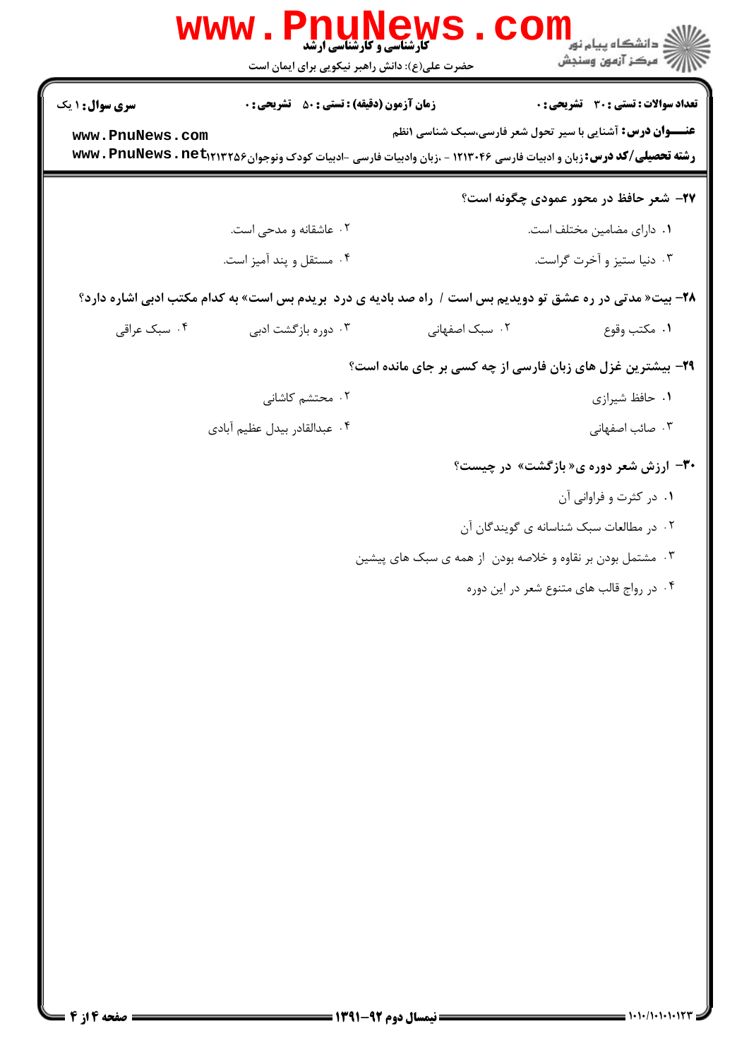**۲۷- شعر حافظ در محور عمودی چگونه است؟**

۱. دارای مضامین مختلف است.

۲. عاشقانه و مدحی است.

۳. دنیا ستیز و آخرت گراست.

۴. مستقل و پند آمیز است.

**۲۸- بیت« مدتی در ره عشق تو دویدیم بس است / راه صد بادیه ی درد بریدم بس است» به کدام مکتب ادبی اشاره دارد؟**

۱. مکتب وقوع

۲. سبک اصفهانی

۳. دوره بازگشت ادبی

۴. سبک عراقی

**۲۹- بیشترین غزل های زبان فارسی از چه کسی بر جای مانده است؟**

۱. حافظ شیرازی

۲. محتشم کاشانی

۳. صائب اصفهانی

۴. عبدالقادر بیدل عظیم آبادی

**۳۰- ارزش شعر دوره ی« بازگشت» در چیست؟**

۱. در کثرت و فراوانی آن

۲. در مطالعات سبک شناسانه ی گویندگان آن

۳. مشتمل بودن بر نقاوه و خلاصه بودن از همه ی سبک های پیشین

۴. در رواج قالب های متنوع شعر در این دوره